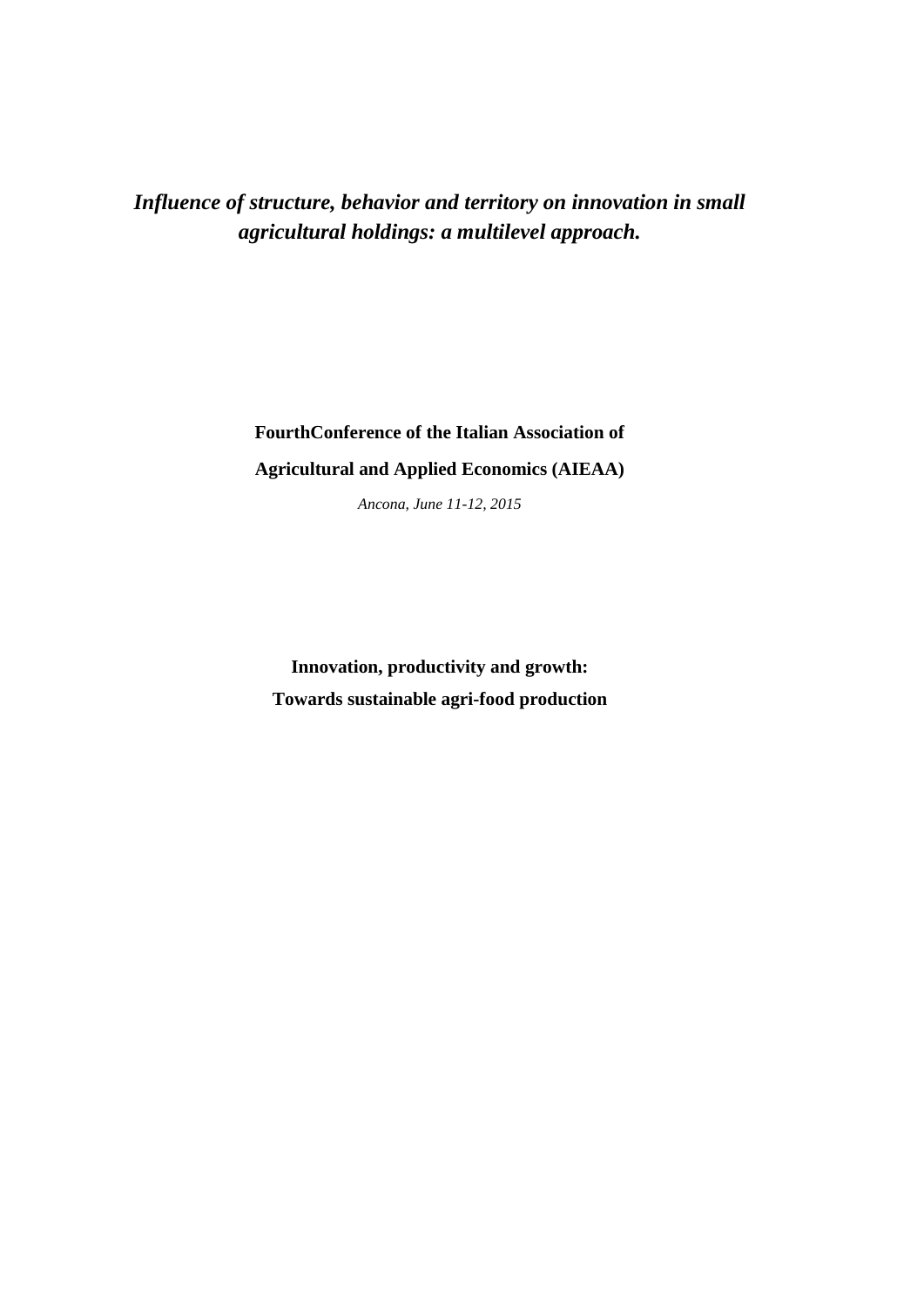# *Influence of structure, behavior and territory on innovation in small agricultural holdings: a multilevel approach.*

**FourthConference of the Italian Association of**

**Agricultural and Applied Economics (AIEAA)**

*Ancona, June 11-12, 2015*

**Innovation, productivity and growth:**

**Towards sustainable agri-food production**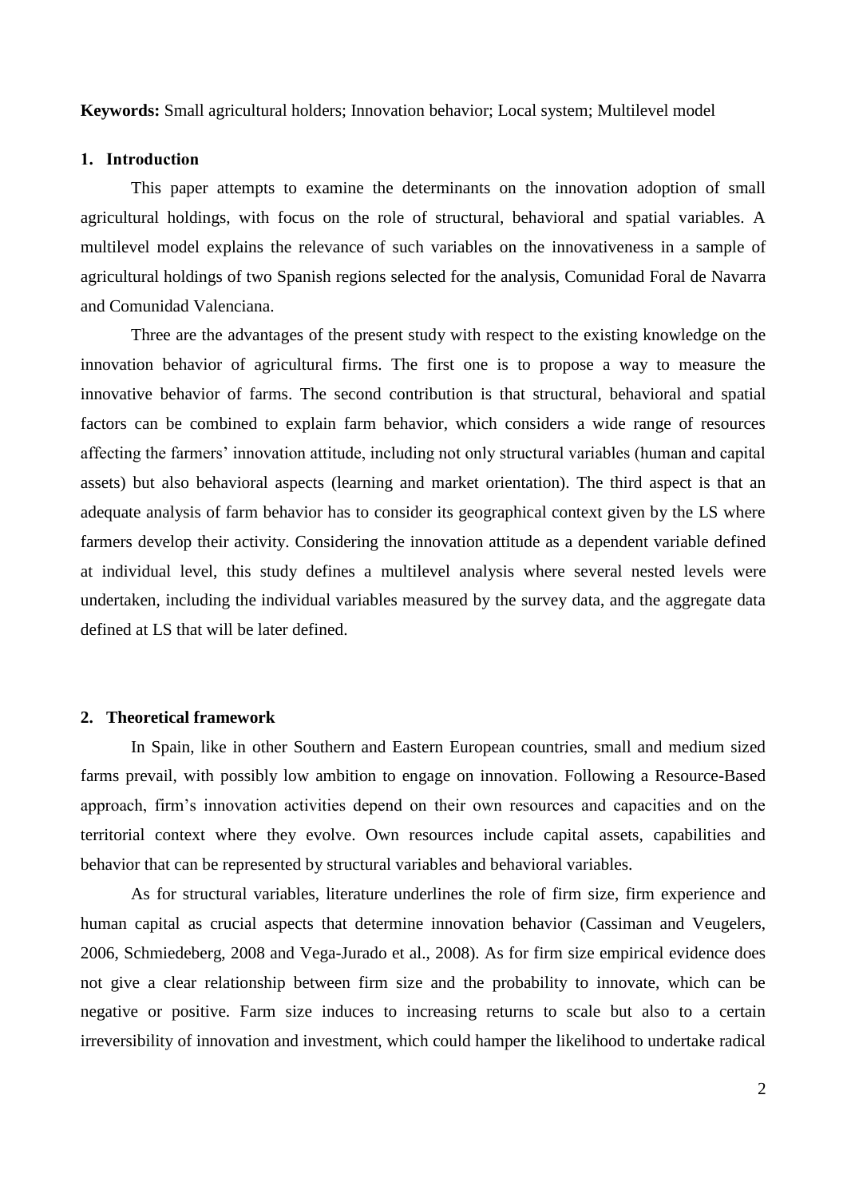**Keywords:** Small agricultural holders; Innovation behavior; Local system; Multilevel model

## 1. Introduction

This paper attempts to examine the determinants on the innovation adoption of small agricultural holdings, with focus on the role of structural, behavioral and spatial variables. A multilevel model explains the relevance of such variables on the innovativeness in a sample of agricultural holdings of two Spanish regions selected for the analysis, Comunidad Foral de Navarra and Comunidad Valenciana.

Three are the advantages of the present study with respect to the existing knowledge on the innovation behavior of agricultural firms. The first one is to propose a way to measure the innovative behavior of farms. The second contribution is that structural, behavioral and spatial factors can be combined to explain farm behavior, which considers a wide range of resources affecting the farmers' innovation attitude, including not only structural variables (human and capital assets) but also behavioral aspects (learning and market orientation). The third aspect is that an adequate analysis of farm behavior has to consider its geographical context given by the LS where farmers develop their activity. Considering the innovation attitude as a dependent variable defined at individual level, this study defines a multilevel analysis where several nested levels were undertaken, including the individual variables measured by the survey data, and the aggregate data defined at LS that will be later defined.

## 2. Theoretical framework

In Spain, like in other Southern and Eastern European countries, small and medium sized farms prevail, with possibly low ambition to engage on innovation. Following a Resource-Based approach, firm's innovation activities depend on their own resources and capacities and on the territorial context where they evolve. Own resources include capital assets, capabilities and behavior that can be represented by structural variables and behavioral variables.

As for structural variables, literature underlines the role of firm size, firm experience and human capital as crucial aspects that determine innovation behavior (Cassiman and Veugelers, 2006, Schmiedeberg, 2008 and Vega-Jurado et al., 2008). As for firm size empirical evidence does not give a clear relationship between firm size and the probability to innovate, which can be negative or positive. Farm size induces to increasing returns to scale but also to a certain irreversibility of innovation and investment, which could hamper the likelihood to undertake radical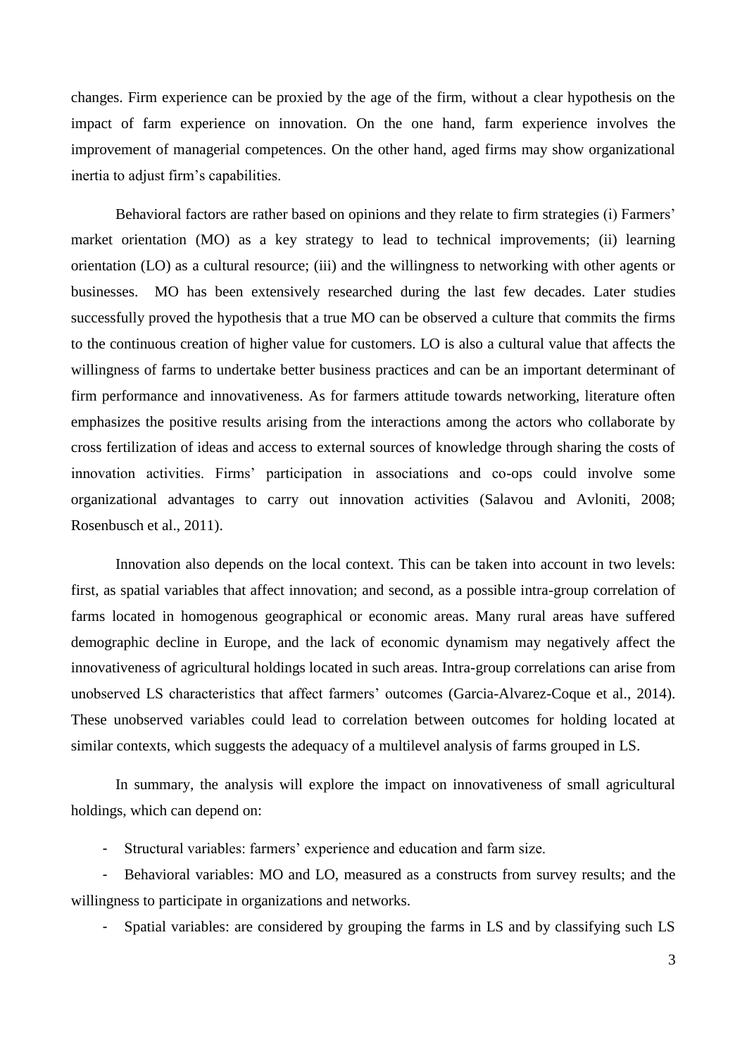changes. Firm experience can be proxied by the age of the firm, without a clear hypothesis on the impact of farm experience on innovation. On the one hand, farm experience involves the improvement of managerial competences. On the other hand, aged firms may show organizational inertia to adjust firm's capabilities.

Behavioral factors are rather based on opinions and they relate to firm strategies (i) Farmers' market orientation (MO) as a key strategy to lead to technical improvements; (ii) learning orientation (LO) as a cultural resource; (iii) and the willingness to networking with other agents or businesses. MO has been extensively researched during the last few decades. Later studies successfully proved the hypothesis that a true MO can be observed a culture that commits the firms to the continuous creation of higher value for customers. LO is also a cultural value that affects the willingness of farms to undertake better business practices and can be an important determinant of firm performance and innovativeness. As for farmers attitude towards networking, literature often emphasizes the positive results arising from the interactions among the actors who collaborate by cross fertilization of ideas and access to external sources of knowledge through sharing the costs of innovation activities. Firms' participation in associations and co-ops could involve some organizational advantages to carry out innovation activities (Salavou and Avloniti, 2008; Rosenbusch et al., 2011).

Innovation also depends on the local context. This can be taken into account in two levels: first, as spatial variables that affect innovation; and second, as a possible intra-group correlation of farms located in homogenous geographical or economic areas. Many rural areas have suffered demographic decline in Europe, and the lack of economic dynamism may negatively affect the innovativeness of agricultural holdings located in such areas. Intra-group correlations can arise from unobserved LS characteristics that affect farmers' outcomes (Garcia-Alvarez-Coque et al., 2014). These unobserved variables could lead to correlation between outcomes for holding located at similar contexts, which suggests the adequacy of a multilevel analysis of farms grouped in LS.

In summary, the analysis will explore the impact on innovativeness of small agricultural holdings, which can depend on:

- Structural variables: farmers' experience and education and farm size.
- Behavioral variables: MO and LO, measured as a constructs from survey results; and the willingness to participate in organizations and networks.
- Spatial variables: are considered by grouping the farms in LS and by classifying such LS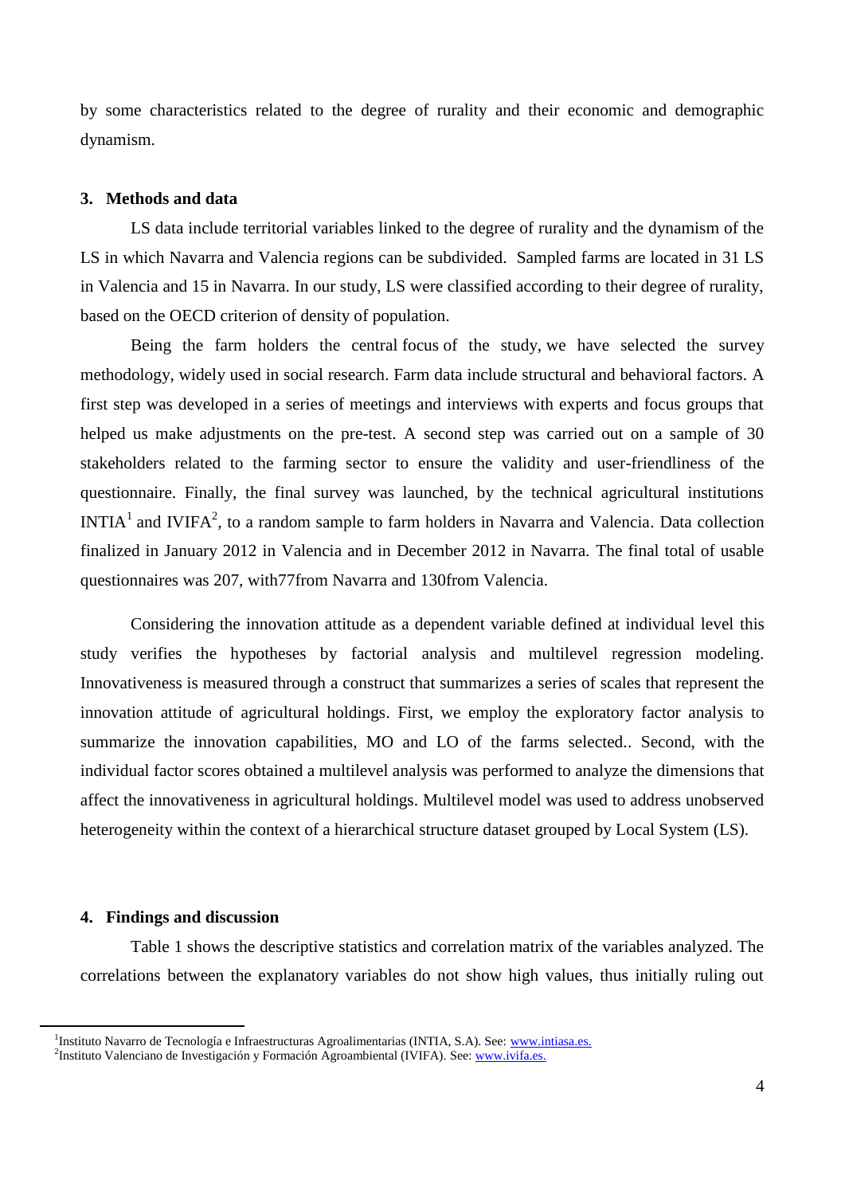by some characteristics related to the degree of rurality and their economic and demographic dynamism.

## 3. Methods and data

LS data include territorial variables linked to the degree of rurality and the dynamism of the LS in which Navarra and Valencia regions can be subdivided. Sampled farms are located in 31 LS in Valencia and 15 in Navarra. In our study, LS were classified according to their degree of rurality, based on the OECD criterion of density of population.

Being the farm holders the central focus of the study, we have selected the survey methodology, widely used in social research. Farm data include structural and behavioral factors. A first step was developed in a series of meetings and interviews with experts and focus groups that helped us make adjustments on the pre-test. A second step was carried out on a sample of 30 stakeholders related to the farming sector to ensure the validity and user-friendliness of the questionnaire. Finally, the final survey was launched, by the technical agricultural institutions INTIA[1] and IVIFA[2], to a random sample to farm holders in Navarra and Valencia. Data collection finalized in January 2012 in Valencia and in December 2012 in Navarra. The final total of usable questionnaires was 207, with77from Navarra and 130from Valencia.

Considering the innovation attitude as a dependent variable defined at individual level this study verifies the hypotheses by factorial analysis and multilevel regression modeling. Innovativeness is measured through a construct that summarizes a series of scales that represent the innovation attitude of agricultural holdings. First, we employ the exploratory factor analysis to summarize the innovation capabilities, MO and LO of the farms selected.. Second, with the individual factor scores obtained a multilevel analysis was performed to analyze the dimensions that affect the innovativeness in agricultural holdings. Multilevel model was used to address unobserved heterogeneity within the context of a hierarchical structure dataset grouped by Local System (LS).

## 4. Findings and discussion

Table 1 shows the descriptive statistics and correlation matrix of the variables analyzed. The correlations between the explanatory variables do not show high values, thus initially ruling out

[1] Instituto Navarro de Tecnología e Infraestructuras Agroalimentarias (INTIA, S.A). See: www.intiasa.es.

[2] Instituto Valenciano de Investigación y Formación Agroambiental (IVIFA). See: www.ivifa.es.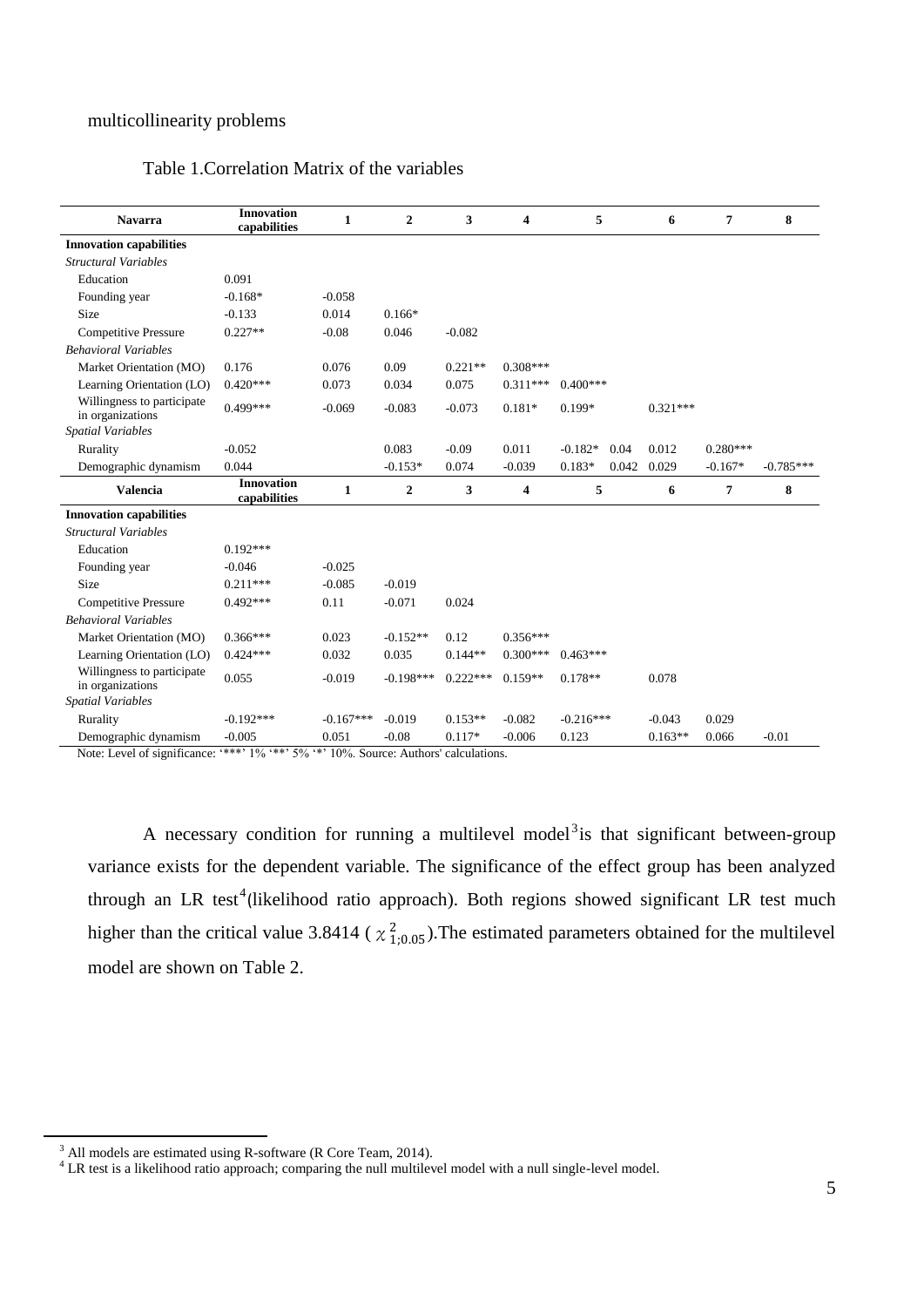multicollinearity problems

Table 1.Correlation Matrix of the variables

| **Navarra** | **Innovation capabilities** | **1** | **2** | **3** | **4** | **5** | **6** | **7** | **8** |
|---|---|---|---|---|---|---|---|---|---|
| **Innovation capabilities** | | | | | | | | | |
| *Structural Variables* | | | | | | | | | |
| Education | 0.091 | | | | | | | | |
| Founding year | -0.168* | -0.058 | | | | | | | |
| Size | -0.133 | 0.014 | 0.166* | | | | | | |
| Competitive Pressure | 0.227** | -0.08 | 0.046 | -0.082 | | | | | |
| *Behavioral Variables* | | | | | | | | | |
| Market Orientation (MO) | 0.176 | 0.076 | 0.09 | 0.221** | 0.308*** | | | | |
| Learning Orientation (LO) | 0.420*** | 0.073 | 0.034 | 0.075 | 0.311*** | 0.400*** | | | |
| Willingness to participate in organizations | 0.499*** | -0.069 | -0.083 | -0.073 | 0.181* | 0.199* | 0.321*** | | |
| *Spatial Variables* | | | | | | | | | |
| Rurality | -0.052 | | 0.083 | -0.09 | 0.011 | -0.182* 0.04 | 0.012 | 0.280*** | |
| Demographic dynamism | 0.044 | | -0.153* | 0.074 | -0.039 | 0.183* 0.042 | 0.029 | -0.167* | -0.785*** |
| **Valencia** | **Innovation capabilities** | **1** | **2** | **3** | **4** | **5** | **6** | **7** | **8** |
| **Innovation capabilities** | | | | | | | | | |
| *Structural Variables* | | | | | | | | | |
| Education | 0.192*** | | | | | | | | |
| Founding year | -0.046 | -0.025 | | | | | | | |
| Size | 0.211*** | -0.085 | -0.019 | | | | | | |
| Competitive Pressure | 0.492*** | 0.11 | -0.071 | 0.024 | | | | | |
| *Behavioral Variables* | | | | | | | | | |
| Market Orientation (MO) | 0.366*** | 0.023 | -0.152** | 0.12 | 0.356*** | | | | |
| Learning Orientation (LO) | 0.424*** | 0.032 | 0.035 | 0.144** | 0.300*** | 0.463*** | | | |
| Willingness to participate in organizations | 0.055 | -0.019 | -0.198*** | 0.222*** | 0.159** | 0.178** | 0.078 | | |
| *Spatial Variables* | | | | | | | | | |
| Rurality | -0.192*** | -0.167*** | -0.019 | 0.153** | -0.082 | -0.216*** | -0.043 | 0.029 | |
| Demographic dynamism | -0.005 | 0.051 | -0.08 | 0.117* | -0.006 | 0.123 | 0.163** | 0.066 | -0.01 |

Note: Level of significance: '***' 1% '**' 5% '*' 10%. Source: Authors' calculations.

A necessary condition for running a multilevel model[3]is that significant between-group variance exists for the dependent variable. The significance of the effect group has been analyzed through an LR test[4](likelihood ratio approach). Both regions showed significant LR test much higher than the critical value 3.8414 ( $\chi^2_{1;0.05}$ ).The estimated parameters obtained for the multilevel model are shown on Table 2.

[3] All models are estimated using R-software (R Core Team, 2014).

[4] LR test is a likelihood ratio approach; comparing the null multilevel model with a null single-level model.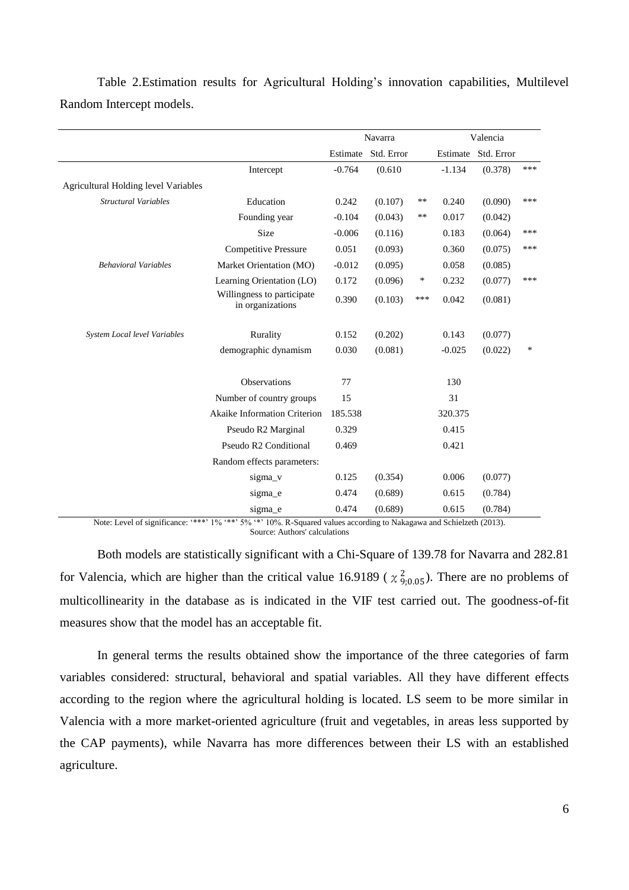Table 2.Estimation results for Agricultural Holding's innovation capabilities, Multilevel Random Intercept models.

| | | Navarra | | | Valencia | | |
|---|---|---|---|---|---|---|---|
| | | Estimate | Std. Error | | Estimate | Std. Error | |
| | Intercept | -0.764 | (0.610 | | -1.134 | (0.378) | *** |
| Agricultural Holding level Variables | | | | | | | |
| *Structural Variables* | Education | 0.242 | (0.107) | ** | 0.240 | (0.090) | *** |
| | Founding year | -0.104 | (0.043) | ** | 0.017 | (0.042) | |
| | Size | -0.006 | (0.116) | | 0.183 | (0.064) | *** |
| | Competitive Pressure | 0.051 | (0.093) | | 0.360 | (0.075) | *** |
| *Behavioral Variables* | Market Orientation (MO) | -0.012 | (0.095) | | 0.058 | (0.085) | |
| | Learning Orientation (LO) | 0.172 | (0.096) | * | 0.232 | (0.077) | *** |
| | Willingness to participate in organizations | 0.390 | (0.103) | *** | 0.042 | (0.081) | |
| *System Local level Variables* | Rurality | 0.152 | (0.202) | | 0.143 | (0.077) | |
| | demographic dynamism | 0.030 | (0.081) | | -0.025 | (0.022) | * |
| | Observations | 77 | | | 130 | | |
| | Number of country groups | 15 | | | 31 | | |
| | Akaike Information Criterion | 185.538 | | | 320.375 | | |
| | Pseudo R2 Marginal | 0.329 | | | 0.415 | | |
| | Pseudo R2 Conditional | 0.469 | | | 0.421 | | |
| | Random effects parameters: | | | | | | |
| | sigma_v | 0.125 | (0.354) | | 0.006 | (0.077) | |
| | sigma_e | 0.474 | (0.689) | | 0.615 | (0.784) | |
| | sigma_e | 0.474 | (0.689) | | 0.615 | (0.784) | |

Note: Level of significance: '***' 1% '**' 5% '*' 10%. R-Squared values according to Nakagawa and Schielzeth (2013).
Source: Authors' calculations

Both models are statistically significant with a Chi-Square of 139.78 for Navarra and 282.81 for Valencia, which are higher than the critical value 16.9189 ( $\chi^2_{9;0.05}$). There are no problems of multicollinearity in the database as is indicated in the VIF test carried out. The goodness-of-fit measures show that the model has an acceptable fit.

In general terms the results obtained show the importance of the three categories of farm variables considered: structural, behavioral and spatial variables. All they have different effects according to the region where the agricultural holding is located. LS seem to be more similar in Valencia with a more market-oriented agriculture (fruit and vegetables, in areas less supported by the CAP payments), while Navarra has more differences between their LS with an established agriculture.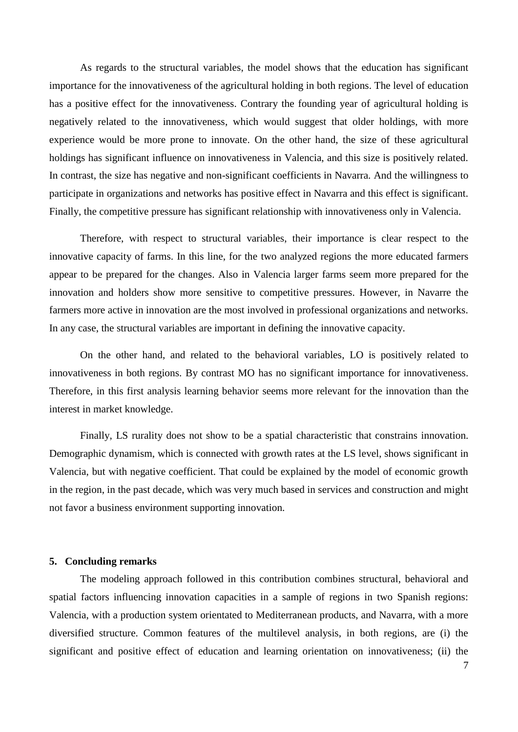As regards to the structural variables, the model shows that the education has significant importance for the innovativeness of the agricultural holding in both regions. The level of education has a positive effect for the innovativeness. Contrary the founding year of agricultural holding is negatively related to the innovativeness, which would suggest that older holdings, with more experience would be more prone to innovate. On the other hand, the size of these agricultural holdings has significant influence on innovativeness in Valencia, and this size is positively related. In contrast, the size has negative and non-significant coefficients in Navarra. And the willingness to participate in organizations and networks has positive effect in Navarra and this effect is significant. Finally, the competitive pressure has significant relationship with innovativeness only in Valencia.

Therefore, with respect to structural variables, their importance is clear respect to the innovative capacity of farms. In this line, for the two analyzed regions the more educated farmers appear to be prepared for the changes. Also in Valencia larger farms seem more prepared for the innovation and holders show more sensitive to competitive pressures. However, in Navarre the farmers more active in innovation are the most involved in professional organizations and networks. In any case, the structural variables are important in defining the innovative capacity.

On the other hand, and related to the behavioral variables, LO is positively related to innovativeness in both regions. By contrast MO has no significant importance for innovativeness. Therefore, in this first analysis learning behavior seems more relevant for the innovation than the interest in market knowledge.

Finally, LS rurality does not show to be a spatial characteristic that constrains innovation. Demographic dynamism, which is connected with growth rates at the LS level, shows significant in Valencia, but with negative coefficient. That could be explained by the model of economic growth in the region, in the past decade, which was very much based in services and construction and might not favor a business environment supporting innovation.

## 5. Concluding remarks

The modeling approach followed in this contribution combines structural, behavioral and spatial factors influencing innovation capacities in a sample of regions in two Spanish regions: Valencia, with a production system orientated to Mediterranean products, and Navarra, with a more diversified structure. Common features of the multilevel analysis, in both regions, are (i) the significant and positive effect of education and learning orientation on innovativeness; (ii) the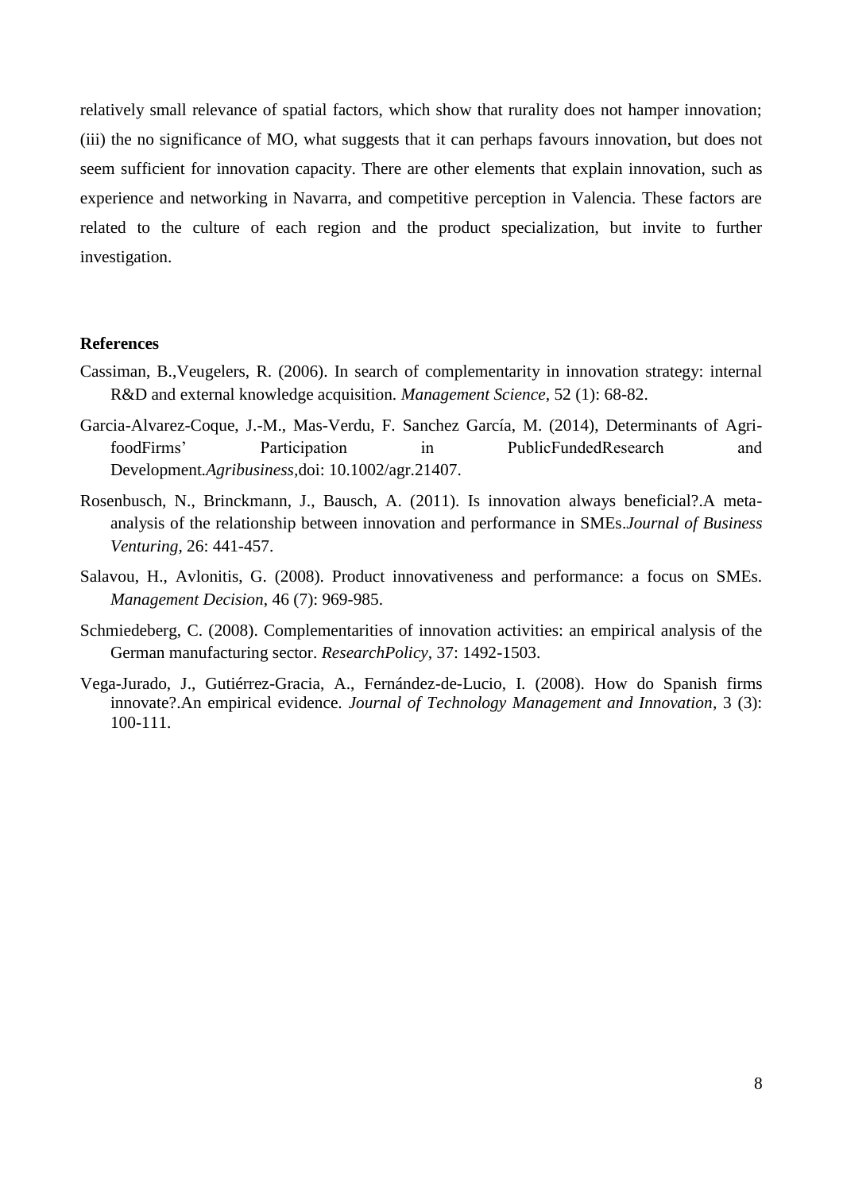relatively small relevance of spatial factors, which show that rurality does not hamper innovation; (iii) the no significance of MO, what suggests that it can perhaps favours innovation, but does not seem sufficient for innovation capacity. There are other elements that explain innovation, such as experience and networking in Navarra, and competitive perception in Valencia. These factors are related to the culture of each region and the product specialization, but invite to further investigation.

**References**

Cassiman, B.,Veugelers, R. (2006). In search of complementarity in innovation strategy: internal R&D and external knowledge acquisition. *Management Science*, 52 (1): 68-82.

Garcia-Alvarez-Coque, J.-M., Mas-Verdu, F. Sanchez García, M. (2014), Determinants of Agri-foodFirms' Participation in PublicFundedResearch and Development.*Agribusiness*,doi: 10.1002/agr.21407.

Rosenbusch, N., Brinckmann, J., Bausch, A. (2011). Is innovation always beneficial?.A meta-analysis of the relationship between innovation and performance in SMEs.*Journal of Business Venturing*, 26: 441-457.

Salavou, H., Avlonitis, G. (2008). Product innovativeness and performance: a focus on SMEs. *Management Decision*, 46 (7): 969-985.

Schmiedeberg, C. (2008). Complementarities of innovation activities: an empirical analysis of the German manufacturing sector. *ResearchPolicy*, 37: 1492-1503.

Vega-Jurado, J., Gutiérrez-Gracia, A., Fernández-de-Lucio, I. (2008). How do Spanish firms innovate?.An empirical evidence. *Journal of Technology Management and Innovation*, 3 (3): 100-111.